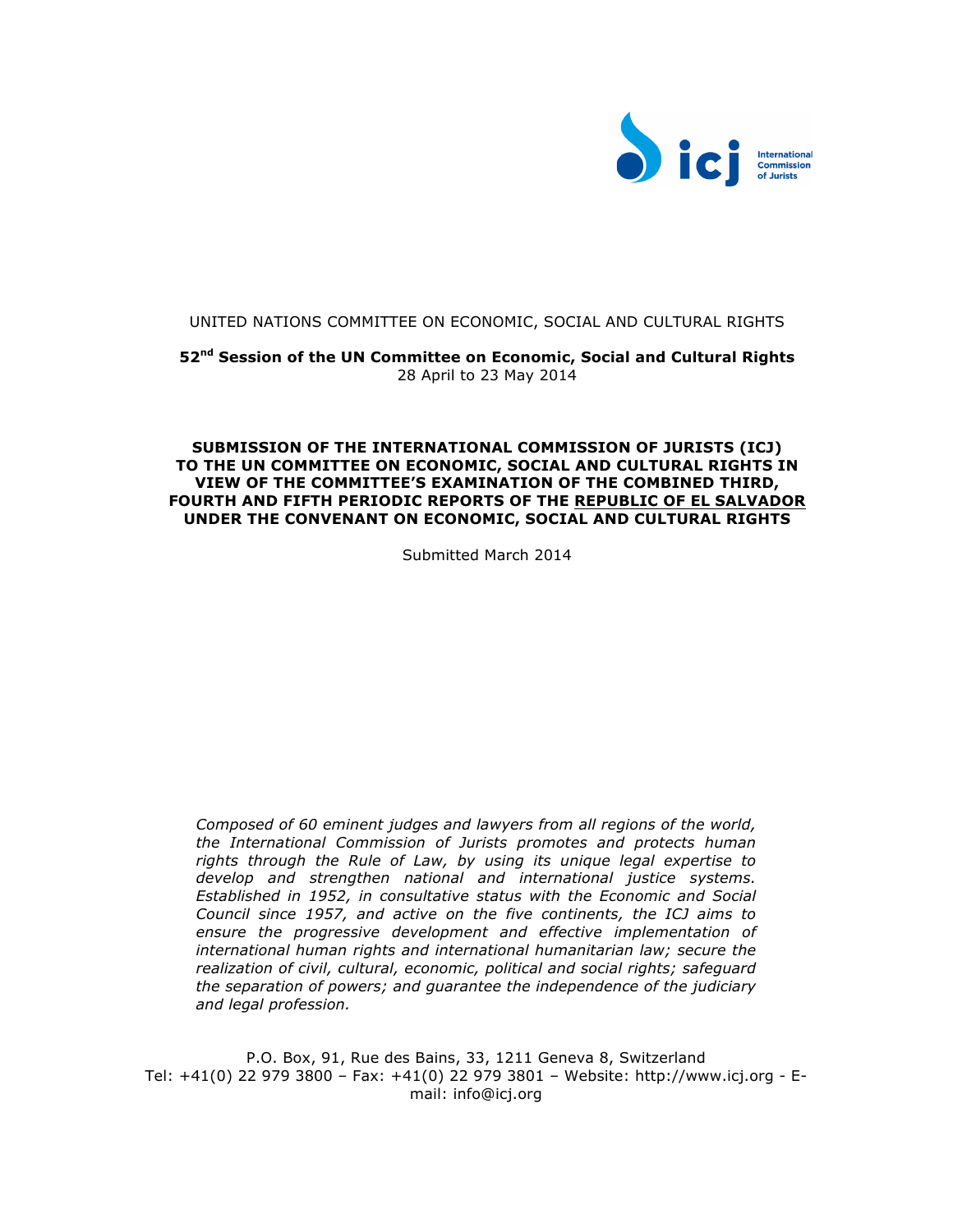International Commission of Jurists

UNITED NATIONS COMMITTEE ON ECONOMIC, SOCIAL AND CULTURAL RIGHTS

**52nd Session of the UN Committee on Economic, Social and Cultural Rights**
28 April to 23 May 2014

**SUBMISSION OF THE INTERNATIONAL COMMISSION OF JURISTS (ICJ) TO THE UN COMMITTEE ON ECONOMIC, SOCIAL AND CULTURAL RIGHTS IN VIEW OF THE COMMITTEE'S EXAMINATION OF THE COMBINED THIRD, FOURTH AND FIFTH PERIODIC REPORTS OF THE REPUBLIC OF EL SALVADOR UNDER THE CONVENANT ON ECONOMIC, SOCIAL AND CULTURAL RIGHTS**

Submitted March 2014

*Composed of 60 eminent judges and lawyers from all regions of the world, the International Commission of Jurists promotes and protects human rights through the Rule of Law, by using its unique legal expertise to develop and strengthen national and international justice systems. Established in 1952, in consultative status with the Economic and Social Council since 1957, and active on the five continents, the ICJ aims to ensure the progressive development and effective implementation of international human rights and international humanitarian law; secure the realization of civil, cultural, economic, political and social rights; safeguard the separation of powers; and guarantee the independence of the judiciary and legal profession.*

P.O. Box, 91, Rue des Bains, 33, 1211 Geneva 8, Switzerland
Tel: +41(0) 22 979 3800 – Fax: +41(0) 22 979 3801 – Website: http://www.icj.org - E-mail: info@icj.org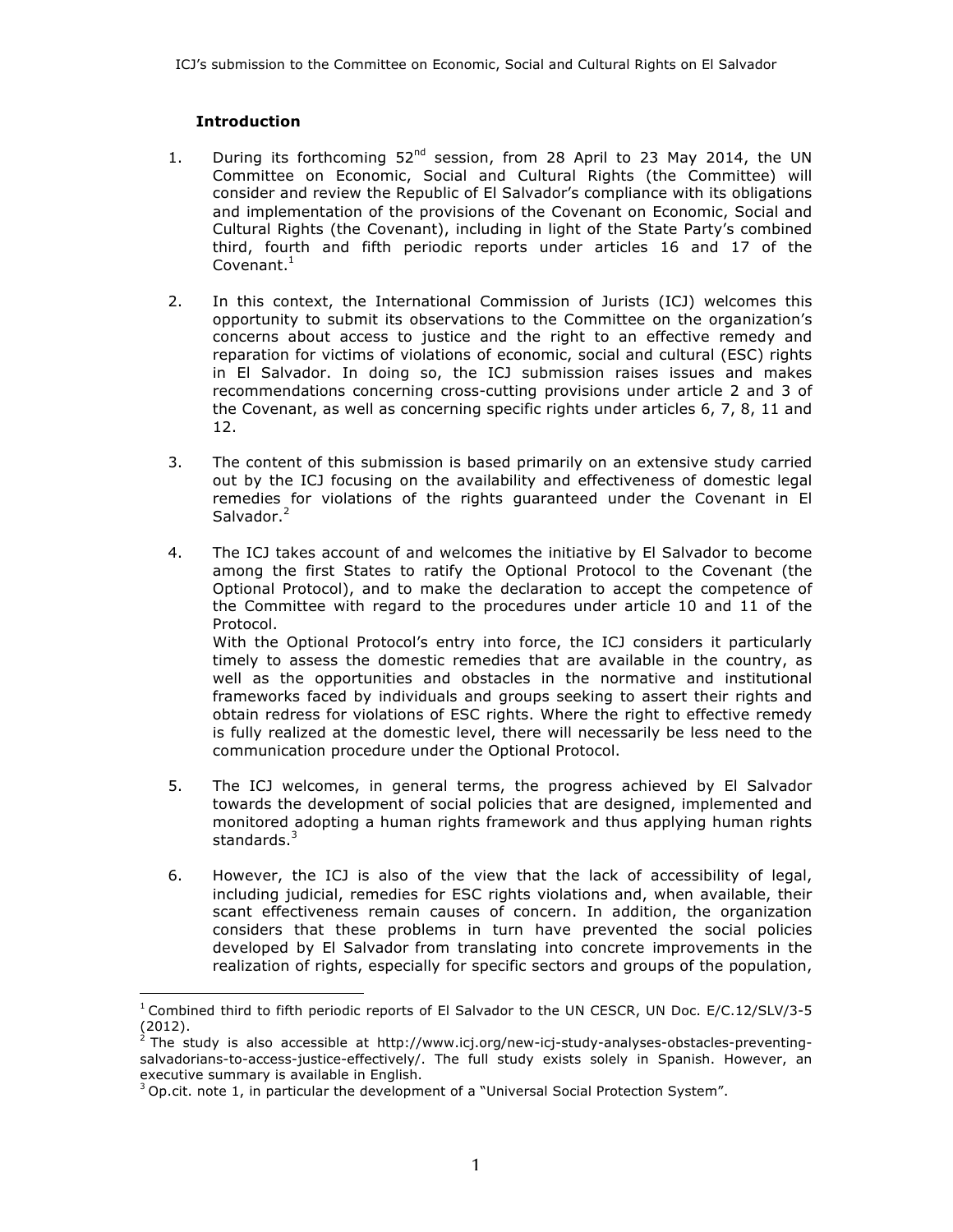### Introduction

1. During its forthcoming 52[nd] session, from 28 April to 23 May 2014, the UN Committee on Economic, Social and Cultural Rights (the Committee) will consider and review the Republic of El Salvador's compliance with its obligations and implementation of the provisions of the Covenant on Economic, Social and Cultural Rights (the Covenant), including in light of the State Party's combined third, fourth and fifth periodic reports under articles 16 and 17 of the Covenant.[1]

2. In this context, the International Commission of Jurists (ICJ) welcomes this opportunity to submit its observations to the Committee on the organization's concerns about access to justice and the right to an effective remedy and reparation for victims of violations of economic, social and cultural (ESC) rights in El Salvador. In doing so, the ICJ submission raises issues and makes recommendations concerning cross-cutting provisions under article 2 and 3 of the Covenant, as well as concerning specific rights under articles 6, 7, 8, 11 and 12.

3. The content of this submission is based primarily on an extensive study carried out by the ICJ focusing on the availability and effectiveness of domestic legal remedies for violations of the rights guaranteed under the Covenant in El Salvador.[2]

4. The ICJ takes account of and welcomes the initiative by El Salvador to become among the first States to ratify the Optional Protocol to the Covenant (the Optional Protocol), and to make the declaration to accept the competence of the Committee with regard to the procedures under article 10 and 11 of the Protocol.
   With the Optional Protocol's entry into force, the ICJ considers it particularly timely to assess the domestic remedies that are available in the country, as well as the opportunities and obstacles in the normative and institutional frameworks faced by individuals and groups seeking to assert their rights and obtain redress for violations of ESC rights. Where the right to effective remedy is fully realized at the domestic level, there will necessarily be less need to the communication procedure under the Optional Protocol.

5. The ICJ welcomes, in general terms, the progress achieved by El Salvador towards the development of social policies that are designed, implemented and monitored adopting a human rights framework and thus applying human rights standards.[3]

6. However, the ICJ is also of the view that the lack of accessibility of legal, including judicial, remedies for ESC rights violations and, when available, their scant effectiveness remain causes of concern. In addition, the organization considers that these problems in turn have prevented the social policies developed by El Salvador from translating into concrete improvements in the realization of rights, especially for specific sectors and groups of the population,

---

[1] Combined third to fifth periodic reports of El Salvador to the UN CESCR, UN Doc. E/C.12/SLV/3-5 (2012).

[2] The study is also accessible at http://www.icj.org/new-icj-study-analyses-obstacles-preventing-salvadorians-to-access-justice-effectively/. The full study exists solely in Spanish. However, an executive summary is available in English.

[3] Op.cit. note 1, in particular the development of a "Universal Social Protection System".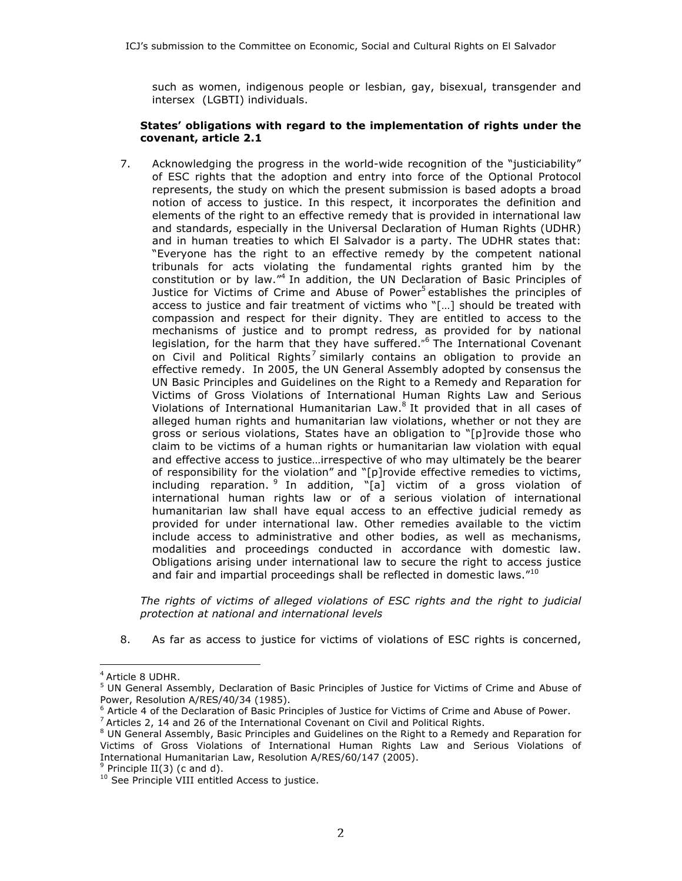such as women, indigenous people or lesbian, gay, bisexual, transgender and intersex (LGBTI) individuals.

**States' obligations with regard to the implementation of rights under the covenant, article 2.1**

7. Acknowledging the progress in the world-wide recognition of the "justiciability" of ESC rights that the adoption and entry into force of the Optional Protocol represents, the study on which the present submission is based adopts a broad notion of access to justice. In this respect, it incorporates the definition and elements of the right to an effective remedy that is provided in international law and standards, especially in the Universal Declaration of Human Rights (UDHR) and in human treaties to which El Salvador is a party. The UDHR states that: "Everyone has the right to an effective remedy by the competent national tribunals for acts violating the fundamental rights granted him by the constitution or by law."[4] In addition, the UN Declaration of Basic Principles of Justice for Victims of Crime and Abuse of Power[5] establishes the principles of access to justice and fair treatment of victims who "[…] should be treated with compassion and respect for their dignity. They are entitled to access to the mechanisms of justice and to prompt redress, as provided for by national legislation, for the harm that they have suffered."[6] The International Covenant on Civil and Political Rights[7] similarly contains an obligation to provide an effective remedy. In 2005, the UN General Assembly adopted by consensus the UN Basic Principles and Guidelines on the Right to a Remedy and Reparation for Victims of Gross Violations of International Human Rights Law and Serious Violations of International Humanitarian Law.[8] It provided that in all cases of alleged human rights and humanitarian law violations, whether or not they are gross or serious violations, States have an obligation to "[p]rovide those who claim to be victims of a human rights or humanitarian law violation with equal and effective access to justice…irrespective of who may ultimately be the bearer of responsibility for the violation" and "[p]rovide effective remedies to victims, including reparation.[9] In addition, "[a] victim of a gross violation of international human rights law or of a serious violation of international humanitarian law shall have equal access to an effective judicial remedy as provided for under international law. Other remedies available to the victim include access to administrative and other bodies, as well as mechanisms, modalities and proceedings conducted in accordance with domestic law. Obligations arising under international law to secure the right to access justice and fair and impartial proceedings shall be reflected in domestic laws."[10]

*The rights of victims of alleged violations of ESC rights and the right to judicial protection at national and international levels*

8. As far as access to justice for victims of violations of ESC rights is concerned,

---

[4] Article 8 UDHR.

[5] UN General Assembly, Declaration of Basic Principles of Justice for Victims of Crime and Abuse of Power, Resolution A/RES/40/34 (1985).

[6] Article 4 of the Declaration of Basic Principles of Justice for Victims of Crime and Abuse of Power.

[7] Articles 2, 14 and 26 of the International Covenant on Civil and Political Rights.

[8] UN General Assembly, Basic Principles and Guidelines on the Right to a Remedy and Reparation for Victims of Gross Violations of International Human Rights Law and Serious Violations of International Humanitarian Law, Resolution A/RES/60/147 (2005).

[9] Principle II(3) (c and d).

[10] See Principle VIII entitled Access to justice.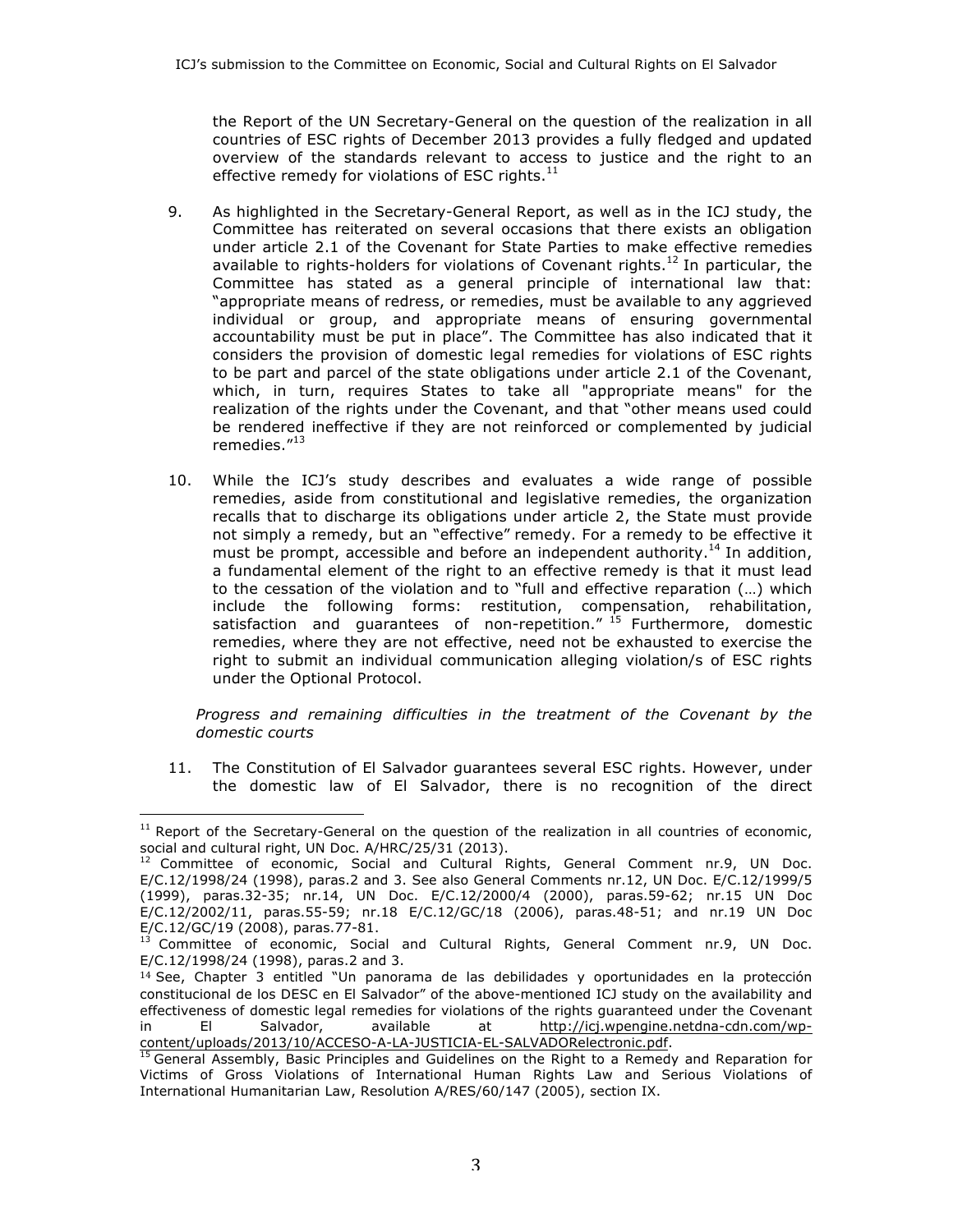the Report of the UN Secretary-General on the question of the realization in all countries of ESC rights of December 2013 provides a fully fledged and updated overview of the standards relevant to access to justice and the right to an effective remedy for violations of ESC rights.[11]

9. As highlighted in the Secretary-General Report, as well as in the ICJ study, the Committee has reiterated on several occasions that there exists an obligation under article 2.1 of the Covenant for State Parties to make effective remedies available to rights-holders for violations of Covenant rights.[12] In particular, the Committee has stated as a general principle of international law that: "appropriate means of redress, or remedies, must be available to any aggrieved individual or group, and appropriate means of ensuring governmental accountability must be put in place". The Committee has also indicated that it considers the provision of domestic legal remedies for violations of ESC rights to be part and parcel of the state obligations under article 2.1 of the Covenant, which, in turn, requires States to take all "appropriate means" for the realization of the rights under the Covenant, and that "other means used could be rendered ineffective if they are not reinforced or complemented by judicial remedies."[13]

10. While the ICJ's study describes and evaluates a wide range of possible remedies, aside from constitutional and legislative remedies, the organization recalls that to discharge its obligations under article 2, the State must provide not simply a remedy, but an "effective" remedy. For a remedy to be effective it must be prompt, accessible and before an independent authority.[14] In addition, a fundamental element of the right to an effective remedy is that it must lead to the cessation of the violation and to "full and effective reparation (…) which include the following forms: restitution, compensation, rehabilitation, satisfaction and guarantees of non-repetition."[15] Furthermore, domestic remedies, where they are not effective, need not be exhausted to exercise the right to submit an individual communication alleging violation/s of ESC rights under the Optional Protocol.

*Progress and remaining difficulties in the treatment of the Covenant by the domestic courts*

11. The Constitution of El Salvador guarantees several ESC rights. However, under the domestic law of El Salvador, there is no recognition of the direct

---

[11] Report of the Secretary-General on the question of the realization in all countries of economic, social and cultural right, UN Doc. A/HRC/25/31 (2013).

[12] Committee of economic, Social and Cultural Rights, General Comment nr.9, UN Doc. E/C.12/1998/24 (1998), paras.2 and 3. See also General Comments nr.12, UN Doc. E/C.12/1999/5 (1999), paras.32-35; nr.14, UN Doc. E/C.12/2000/4 (2000), paras.59-62; nr.15 UN Doc E/C.12/2002/11, paras.55-59; nr.18 E/C.12/GC/18 (2006), paras.48-51; and nr.19 UN Doc E/C.12/GC/19 (2008), paras.77-81.

[13] Committee of economic, Social and Cultural Rights, General Comment nr.9, UN Doc. E/C.12/1998/24 (1998), paras.2 and 3.

[14] See, Chapter 3 entitled "Un panorama de las debilidades y oportunidades en la protección constitucional de los DESC en El Salvador" of the above-mentioned ICJ study on the availability and effectiveness of domestic legal remedies for violations of the rights guaranteed under the Covenant in El Salvador, available at http://icj.wpengine.netdna-cdn.com/wp-content/uploads/2013/10/ACCESO-A-LA-JUSTICIA-EL-SALVADORelectronic.pdf.

[15] General Assembly, Basic Principles and Guidelines on the Right to a Remedy and Reparation for Victims of Gross Violations of International Human Rights Law and Serious Violations of International Humanitarian Law, Resolution A/RES/60/147 (2005), section IX.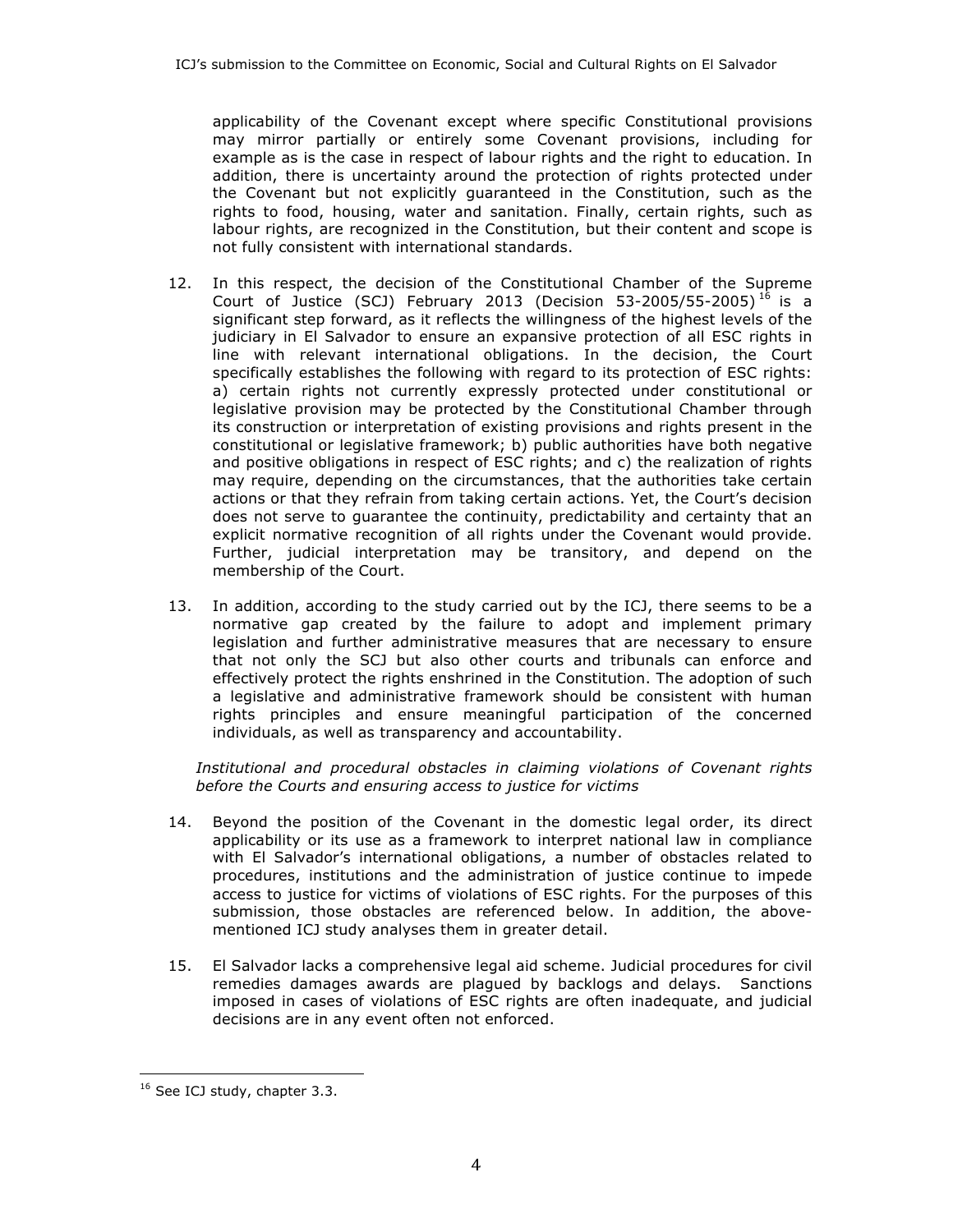applicability of the Covenant except where specific Constitutional provisions may mirror partially or entirely some Covenant provisions, including for example as is the case in respect of labour rights and the right to education. In addition, there is uncertainty around the protection of rights protected under the Covenant but not explicitly guaranteed in the Constitution, such as the rights to food, housing, water and sanitation. Finally, certain rights, such as labour rights, are recognized in the Constitution, but their content and scope is not fully consistent with international standards.

12. In this respect, the decision of the Constitutional Chamber of the Supreme Court of Justice (SCJ) February 2013 (Decision 53-2005/55-2005)[16] is a significant step forward, as it reflects the willingness of the highest levels of the judiciary in El Salvador to ensure an expansive protection of all ESC rights in line with relevant international obligations. In the decision, the Court specifically establishes the following with regard to its protection of ESC rights: a) certain rights not currently expressly protected under constitutional or legislative provision may be protected by the Constitutional Chamber through its construction or interpretation of existing provisions and rights present in the constitutional or legislative framework; b) public authorities have both negative and positive obligations in respect of ESC rights; and c) the realization of rights may require, depending on the circumstances, that the authorities take certain actions or that they refrain from taking certain actions. Yet, the Court's decision does not serve to guarantee the continuity, predictability and certainty that an explicit normative recognition of all rights under the Covenant would provide. Further, judicial interpretation may be transitory, and depend on the membership of the Court.

13. In addition, according to the study carried out by the ICJ, there seems to be a normative gap created by the failure to adopt and implement primary legislation and further administrative measures that are necessary to ensure that not only the SCJ but also other courts and tribunals can enforce and effectively protect the rights enshrined in the Constitution. The adoption of such a legislative and administrative framework should be consistent with human rights principles and ensure meaningful participation of the concerned individuals, as well as transparency and accountability.

*Institutional and procedural obstacles in claiming violations of Covenant rights before the Courts and ensuring access to justice for victims*

14. Beyond the position of the Covenant in the domestic legal order, its direct applicability or its use as a framework to interpret national law in compliance with El Salvador's international obligations, a number of obstacles related to procedures, institutions and the administration of justice continue to impede access to justice for victims of violations of ESC rights. For the purposes of this submission, those obstacles are referenced below. In addition, the above-mentioned ICJ study analyses them in greater detail.

15. El Salvador lacks a comprehensive legal aid scheme. Judicial procedures for civil remedies damages awards are plagued by backlogs and delays. Sanctions imposed in cases of violations of ESC rights are often inadequate, and judicial decisions are in any event often not enforced.

---

[16] See ICJ study, chapter 3.3.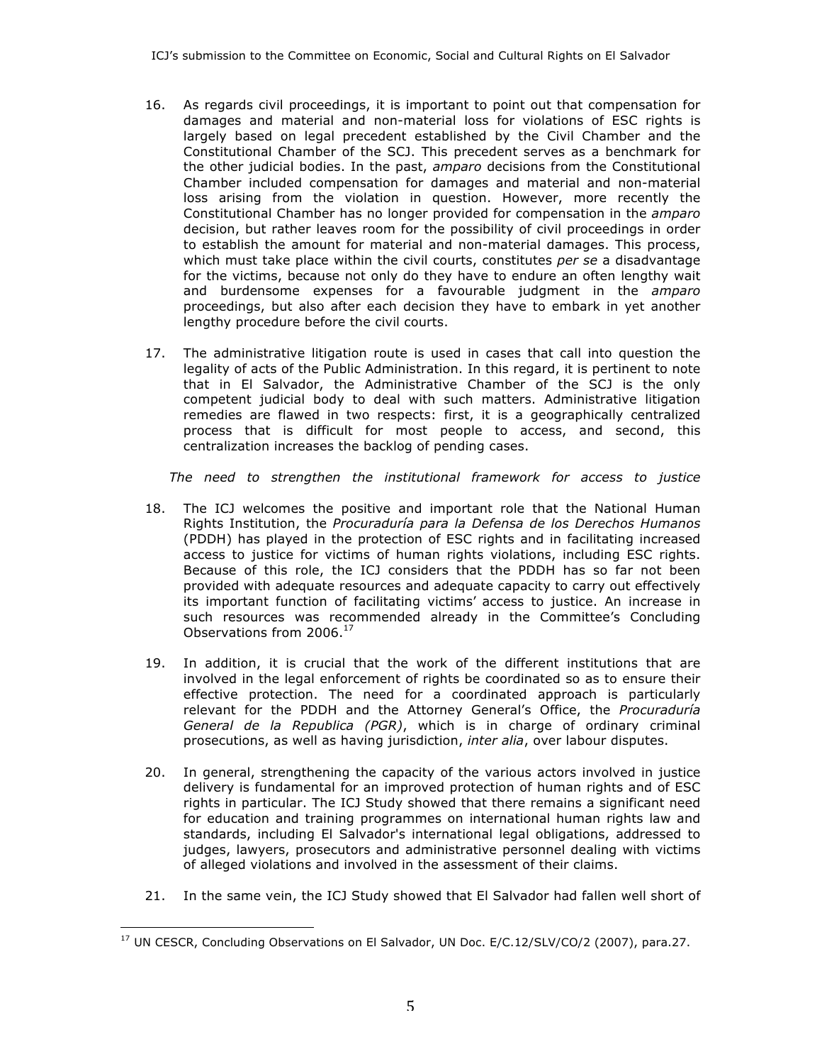16. As regards civil proceedings, it is important to point out that compensation for damages and material and non-material loss for violations of ESC rights is largely based on legal precedent established by the Civil Chamber and the Constitutional Chamber of the SCJ. This precedent serves as a benchmark for the other judicial bodies. In the past, *amparo* decisions from the Constitutional Chamber included compensation for damages and material and non-material loss arising from the violation in question. However, more recently the Constitutional Chamber has no longer provided for compensation in the *amparo* decision, but rather leaves room for the possibility of civil proceedings in order to establish the amount for material and non-material damages. This process, which must take place within the civil courts, constitutes *per se* a disadvantage for the victims, because not only do they have to endure an often lengthy wait and burdensome expenses for a favourable judgment in the *amparo* proceedings, but also after each decision they have to embark in yet another lengthy procedure before the civil courts.

17. The administrative litigation route is used in cases that call into question the legality of acts of the Public Administration. In this regard, it is pertinent to note that in El Salvador, the Administrative Chamber of the SCJ is the only competent judicial body to deal with such matters. Administrative litigation remedies are flawed in two respects: first, it is a geographically centralized process that is difficult for most people to access, and second, this centralization increases the backlog of pending cases.

*The need to strengthen the institutional framework for access to justice*

18. The ICJ welcomes the positive and important role that the National Human Rights Institution, the *Procuraduría para la Defensa de los Derechos Humanos* (PDDH) has played in the protection of ESC rights and in facilitating increased access to justice for victims of human rights violations, including ESC rights. Because of this role, the ICJ considers that the PDDH has so far not been provided with adequate resources and adequate capacity to carry out effectively its important function of facilitating victims' access to justice. An increase in such resources was recommended already in the Committee's Concluding Observations from 2006.[17]

19. In addition, it is crucial that the work of the different institutions that are involved in the legal enforcement of rights be coordinated so as to ensure their effective protection. The need for a coordinated approach is particularly relevant for the PDDH and the Attorney General's Office, the *Procuraduría General de la Republica (PGR)*, which is in charge of ordinary criminal prosecutions, as well as having jurisdiction, *inter alia*, over labour disputes.

20. In general, strengthening the capacity of the various actors involved in justice delivery is fundamental for an improved protection of human rights and of ESC rights in particular. The ICJ Study showed that there remains a significant need for education and training programmes on international human rights law and standards, including El Salvador's international legal obligations, addressed to judges, lawyers, prosecutors and administrative personnel dealing with victims of alleged violations and involved in the assessment of their claims.

21. In the same vein, the ICJ Study showed that El Salvador had fallen well short of

---

[17] UN CESCR, Concluding Observations on El Salvador, UN Doc. E/C.12/SLV/CO/2 (2007), para.27.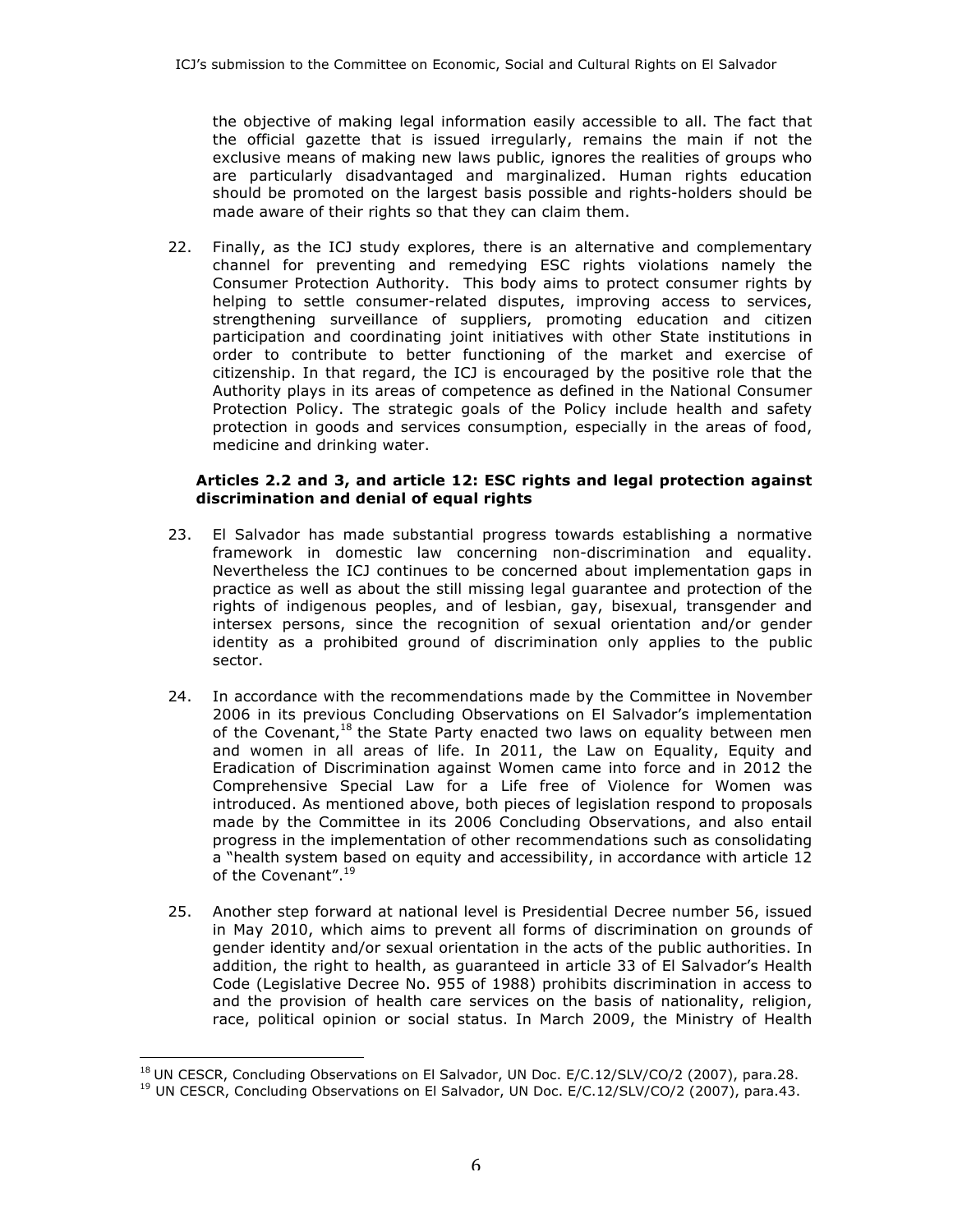the objective of making legal information easily accessible to all. The fact that the official gazette that is issued irregularly, remains the main if not the exclusive means of making new laws public, ignores the realities of groups who are particularly disadvantaged and marginalized. Human rights education should be promoted on the largest basis possible and rights-holders should be made aware of their rights so that they can claim them.

22. Finally, as the ICJ study explores, there is an alternative and complementary channel for preventing and remedying ESC rights violations namely the Consumer Protection Authority. This body aims to protect consumer rights by helping to settle consumer-related disputes, improving access to services, strengthening surveillance of suppliers, promoting education and citizen participation and coordinating joint initiatives with other State institutions in order to contribute to better functioning of the market and exercise of citizenship. In that regard, the ICJ is encouraged by the positive role that the Authority plays in its areas of competence as defined in the National Consumer Protection Policy. The strategic goals of the Policy include health and safety protection in goods and services consumption, especially in the areas of food, medicine and drinking water.

**Articles 2.2 and 3, and article 12: ESC rights and legal protection against discrimination and denial of equal rights**

23. El Salvador has made substantial progress towards establishing a normative framework in domestic law concerning non-discrimination and equality. Nevertheless the ICJ continues to be concerned about implementation gaps in practice as well as about the still missing legal guarantee and protection of the rights of indigenous peoples, and of lesbian, gay, bisexual, transgender and intersex persons, since the recognition of sexual orientation and/or gender identity as a prohibited ground of discrimination only applies to the public sector.

24. In accordance with the recommendations made by the Committee in November 2006 in its previous Concluding Observations on El Salvador's implementation of the Covenant,[18] the State Party enacted two laws on equality between men and women in all areas of life. In 2011, the Law on Equality, Equity and Eradication of Discrimination against Women came into force and in 2012 the Comprehensive Special Law for a Life free of Violence for Women was introduced. As mentioned above, both pieces of legislation respond to proposals made by the Committee in its 2006 Concluding Observations, and also entail progress in the implementation of other recommendations such as consolidating a "health system based on equity and accessibility, in accordance with article 12 of the Covenant".[19]

25. Another step forward at national level is Presidential Decree number 56, issued in May 2010, which aims to prevent all forms of discrimination on grounds of gender identity and/or sexual orientation in the acts of the public authorities. In addition, the right to health, as guaranteed in article 33 of El Salvador's Health Code (Legislative Decree No. 955 of 1988) prohibits discrimination in access to and the provision of health care services on the basis of nationality, religion, race, political opinion or social status. In March 2009, the Ministry of Health

[18] UN CESCR, Concluding Observations on El Salvador, UN Doc. E/C.12/SLV/CO/2 (2007), para.28.

[19] UN CESCR, Concluding Observations on El Salvador, UN Doc. E/C.12/SLV/CO/2 (2007), para.43.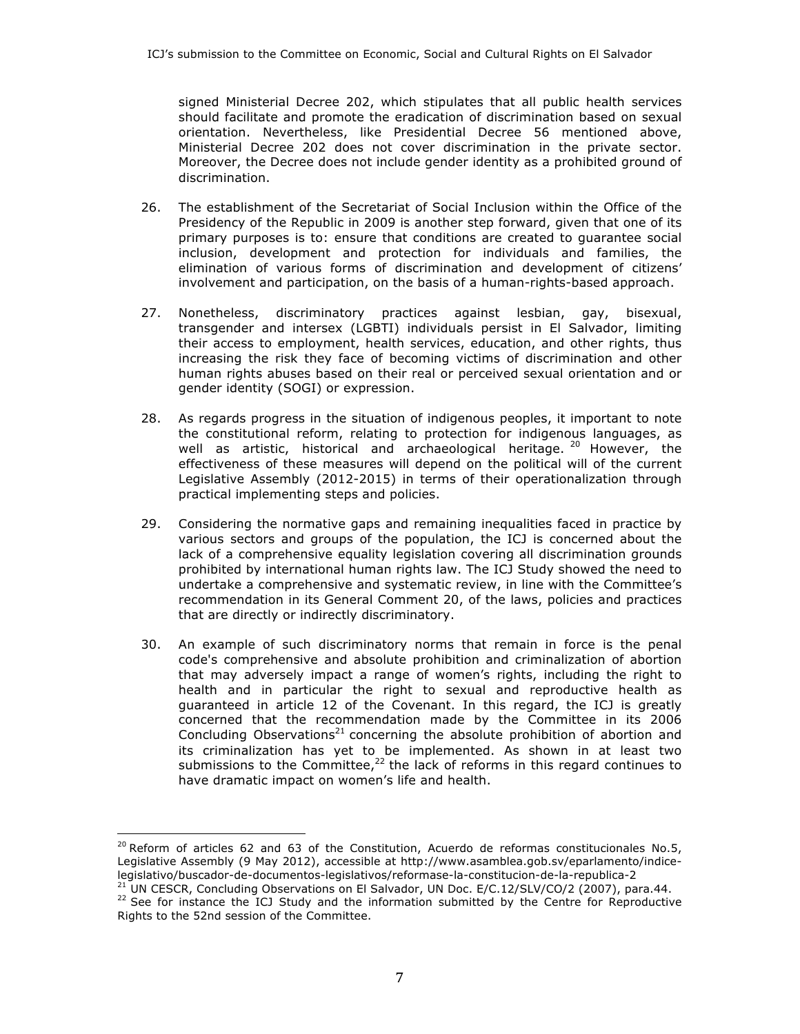signed Ministerial Decree 202, which stipulates that all public health services should facilitate and promote the eradication of discrimination based on sexual orientation. Nevertheless, like Presidential Decree 56 mentioned above, Ministerial Decree 202 does not cover discrimination in the private sector. Moreover, the Decree does not include gender identity as a prohibited ground of discrimination.

26. The establishment of the Secretariat of Social Inclusion within the Office of the Presidency of the Republic in 2009 is another step forward, given that one of its primary purposes is to: ensure that conditions are created to guarantee social inclusion, development and protection for individuals and families, the elimination of various forms of discrimination and development of citizens' involvement and participation, on the basis of a human-rights-based approach.

27. Nonetheless, discriminatory practices against lesbian, gay, bisexual, transgender and intersex (LGBTI) individuals persist in El Salvador, limiting their access to employment, health services, education, and other rights, thus increasing the risk they face of becoming victims of discrimination and other human rights abuses based on their real or perceived sexual orientation and or gender identity (SOGI) or expression.

28. As regards progress in the situation of indigenous peoples, it important to note the constitutional reform, relating to protection for indigenous languages, as well as artistic, historical and archaeological heritage.[20] However, the effectiveness of these measures will depend on the political will of the current Legislative Assembly (2012-2015) in terms of their operationalization through practical implementing steps and policies.

29. Considering the normative gaps and remaining inequalities faced in practice by various sectors and groups of the population, the ICJ is concerned about the lack of a comprehensive equality legislation covering all discrimination grounds prohibited by international human rights law. The ICJ Study showed the need to undertake a comprehensive and systematic review, in line with the Committee's recommendation in its General Comment 20, of the laws, policies and practices that are directly or indirectly discriminatory.

30. An example of such discriminatory norms that remain in force is the penal code's comprehensive and absolute prohibition and criminalization of abortion that may adversely impact a range of women's rights, including the right to health and in particular the right to sexual and reproductive health as guaranteed in article 12 of the Covenant. In this regard, the ICJ is greatly concerned that the recommendation made by the Committee in its 2006 Concluding Observations[21] concerning the absolute prohibition of abortion and its criminalization has yet to be implemented. As shown in at least two submissions to the Committee,[22] the lack of reforms in this regard continues to have dramatic impact on women's life and health.

---

[20] Reform of articles 62 and 63 of the Constitution, Acuerdo de reformas constitucionales No.5, Legislative Assembly (9 May 2012), accessible at http://www.asamblea.gob.sv/eparlamento/indice-legislativo/buscador-de-documentos-legislativos/reformase-la-constitucion-de-la-republica-2

[21] UN CESCR, Concluding Observations on El Salvador, UN Doc. E/C.12/SLV/CO/2 (2007), para.44.

[22] See for instance the ICJ Study and the information submitted by the Centre for Reproductive Rights to the 52nd session of the Committee.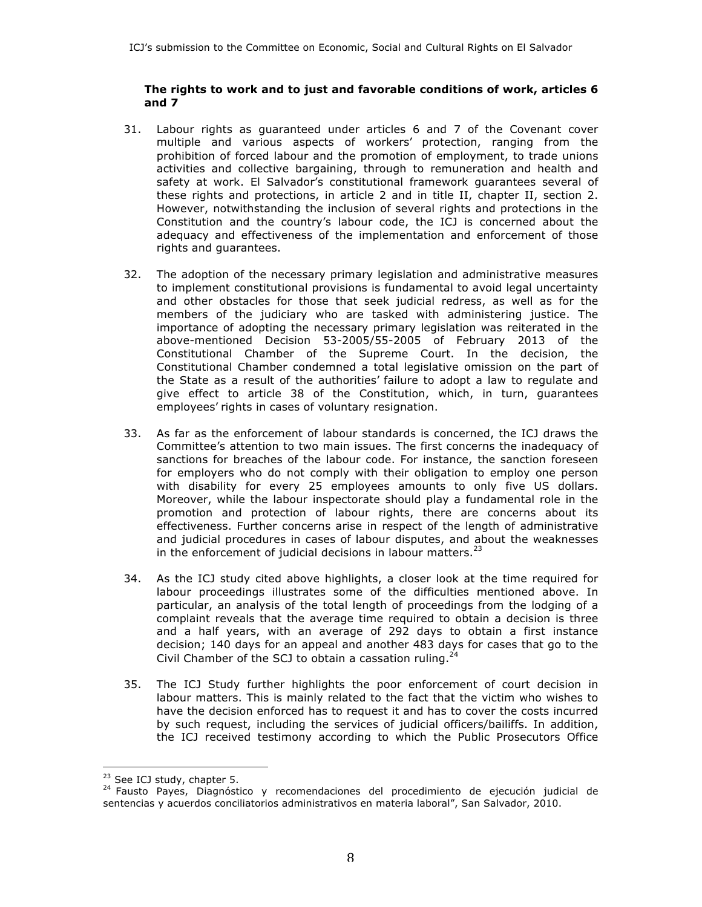**The rights to work and to just and favorable conditions of work, articles 6 and 7**

31. Labour rights as guaranteed under articles 6 and 7 of the Covenant cover multiple and various aspects of workers' protection, ranging from the prohibition of forced labour and the promotion of employment, to trade unions activities and collective bargaining, through to remuneration and health and safety at work. El Salvador's constitutional framework guarantees several of these rights and protections, in article 2 and in title II, chapter II, section 2. However, notwithstanding the inclusion of several rights and protections in the Constitution and the country's labour code, the ICJ is concerned about the adequacy and effectiveness of the implementation and enforcement of those rights and guarantees.

32. The adoption of the necessary primary legislation and administrative measures to implement constitutional provisions is fundamental to avoid legal uncertainty and other obstacles for those that seek judicial redress, as well as for the members of the judiciary who are tasked with administering justice. The importance of adopting the necessary primary legislation was reiterated in the above-mentioned Decision 53-2005/55-2005 of February 2013 of the Constitutional Chamber of the Supreme Court. In the decision, the Constitutional Chamber condemned a total legislative omission on the part of the State as a result of the authorities' failure to adopt a law to regulate and give effect to article 38 of the Constitution, which, in turn, guarantees employees' rights in cases of voluntary resignation.

33. As far as the enforcement of labour standards is concerned, the ICJ draws the Committee's attention to two main issues. The first concerns the inadequacy of sanctions for breaches of the labour code. For instance, the sanction foreseen for employers who do not comply with their obligation to employ one person with disability for every 25 employees amounts to only five US dollars. Moreover, while the labour inspectorate should play a fundamental role in the promotion and protection of labour rights, there are concerns about its effectiveness. Further concerns arise in respect of the length of administrative and judicial procedures in cases of labour disputes, and about the weaknesses in the enforcement of judicial decisions in labour matters.[23]

34. As the ICJ study cited above highlights, a closer look at the time required for labour proceedings illustrates some of the difficulties mentioned above. In particular, an analysis of the total length of proceedings from the lodging of a complaint reveals that the average time required to obtain a decision is three and a half years, with an average of 292 days to obtain a first instance decision; 140 days for an appeal and another 483 days for cases that go to the Civil Chamber of the SCJ to obtain a cassation ruling.[24]

35. The ICJ Study further highlights the poor enforcement of court decision in labour matters. This is mainly related to the fact that the victim who wishes to have the decision enforced has to request it and has to cover the costs incurred by such request, including the services of judicial officers/bailiffs. In addition, the ICJ received testimony according to which the Public Prosecutors Office

[23] See ICJ study, chapter 5.

[24] Fausto Payes, Diagnóstico y recomendaciones del procedimiento de ejecución judicial de sentencias y acuerdos conciliatorios administrativos en materia laboral", San Salvador, 2010.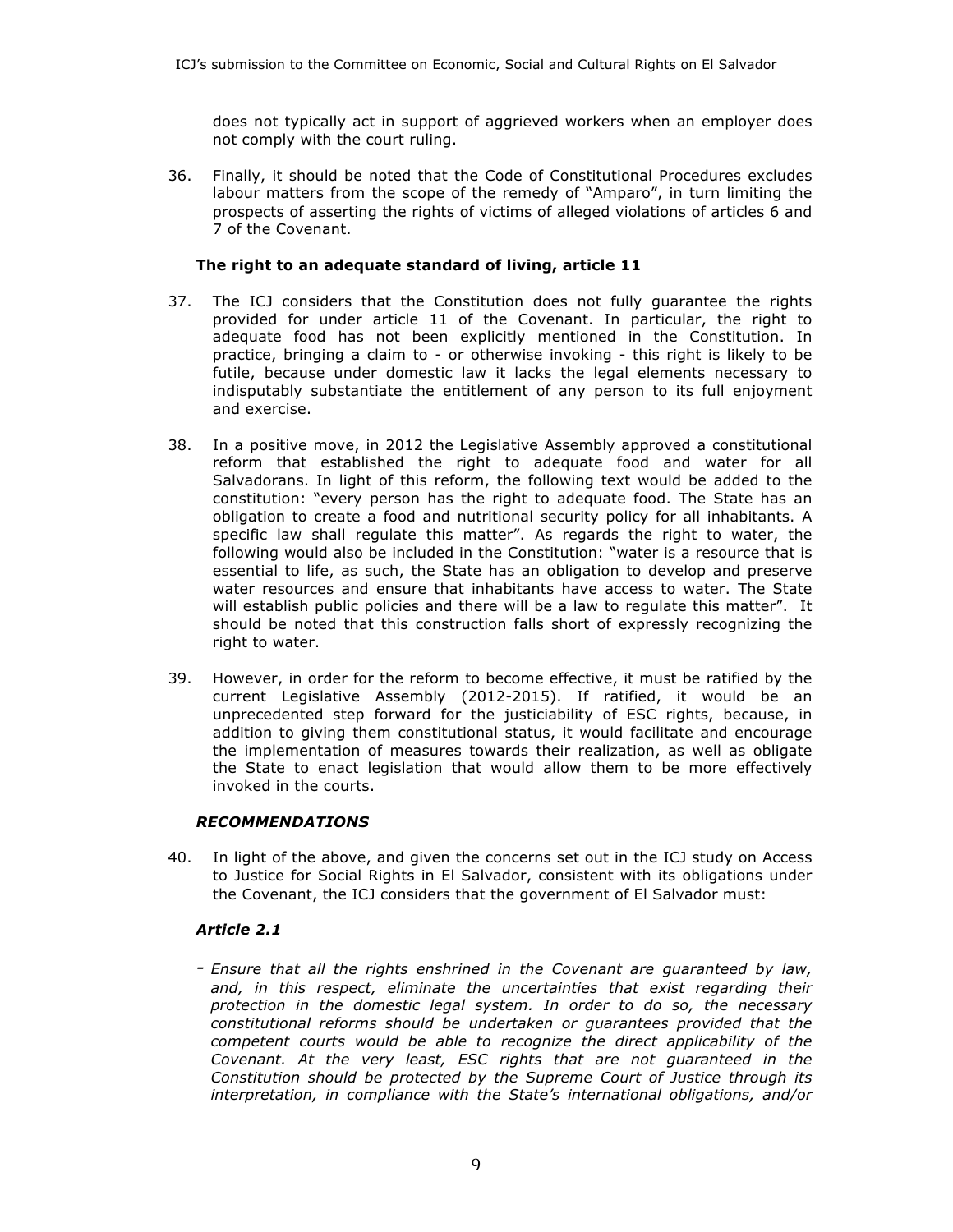does not typically act in support of aggrieved workers when an employer does not comply with the court ruling.

36. Finally, it should be noted that the Code of Constitutional Procedures excludes labour matters from the scope of the remedy of "Amparo", in turn limiting the prospects of asserting the rights of victims of alleged violations of articles 6 and 7 of the Covenant.

**The right to an adequate standard of living, article 11**

37. The ICJ considers that the Constitution does not fully guarantee the rights provided for under article 11 of the Covenant. In particular, the right to adequate food has not been explicitly mentioned in the Constitution. In practice, bringing a claim to - or otherwise invoking - this right is likely to be futile, because under domestic law it lacks the legal elements necessary to indisputably substantiate the entitlement of any person to its full enjoyment and exercise.

38. In a positive move, in 2012 the Legislative Assembly approved a constitutional reform that established the right to adequate food and water for all Salvadorans. In light of this reform, the following text would be added to the constitution: "every person has the right to adequate food. The State has an obligation to create a food and nutritional security policy for all inhabitants. A specific law shall regulate this matter". As regards the right to water, the following would also be included in the Constitution: "water is a resource that is essential to life, as such, the State has an obligation to develop and preserve water resources and ensure that inhabitants have access to water. The State will establish public policies and there will be a law to regulate this matter". It should be noted that this construction falls short of expressly recognizing the right to water.

39. However, in order for the reform to become effective, it must be ratified by the current Legislative Assembly (2012-2015). If ratified, it would be an unprecedented step forward for the justiciability of ESC rights, because, in addition to giving them constitutional status, it would facilitate and encourage the implementation of measures towards their realization, as well as obligate the State to enact legislation that would allow them to be more effectively invoked in the courts.

***RECOMMENDATIONS***

40. In light of the above, and given the concerns set out in the ICJ study on Access to Justice for Social Rights in El Salvador, consistent with its obligations under the Covenant, the ICJ considers that the government of El Salvador must:

***Article 2.1***

- *Ensure that all the rights enshrined in the Covenant are guaranteed by law, and, in this respect, eliminate the uncertainties that exist regarding their protection in the domestic legal system. In order to do so, the necessary constitutional reforms should be undertaken or guarantees provided that the competent courts would be able to recognize the direct applicability of the Covenant. At the very least, ESC rights that are not guaranteed in the Constitution should be protected by the Supreme Court of Justice through its interpretation, in compliance with the State's international obligations, and/or*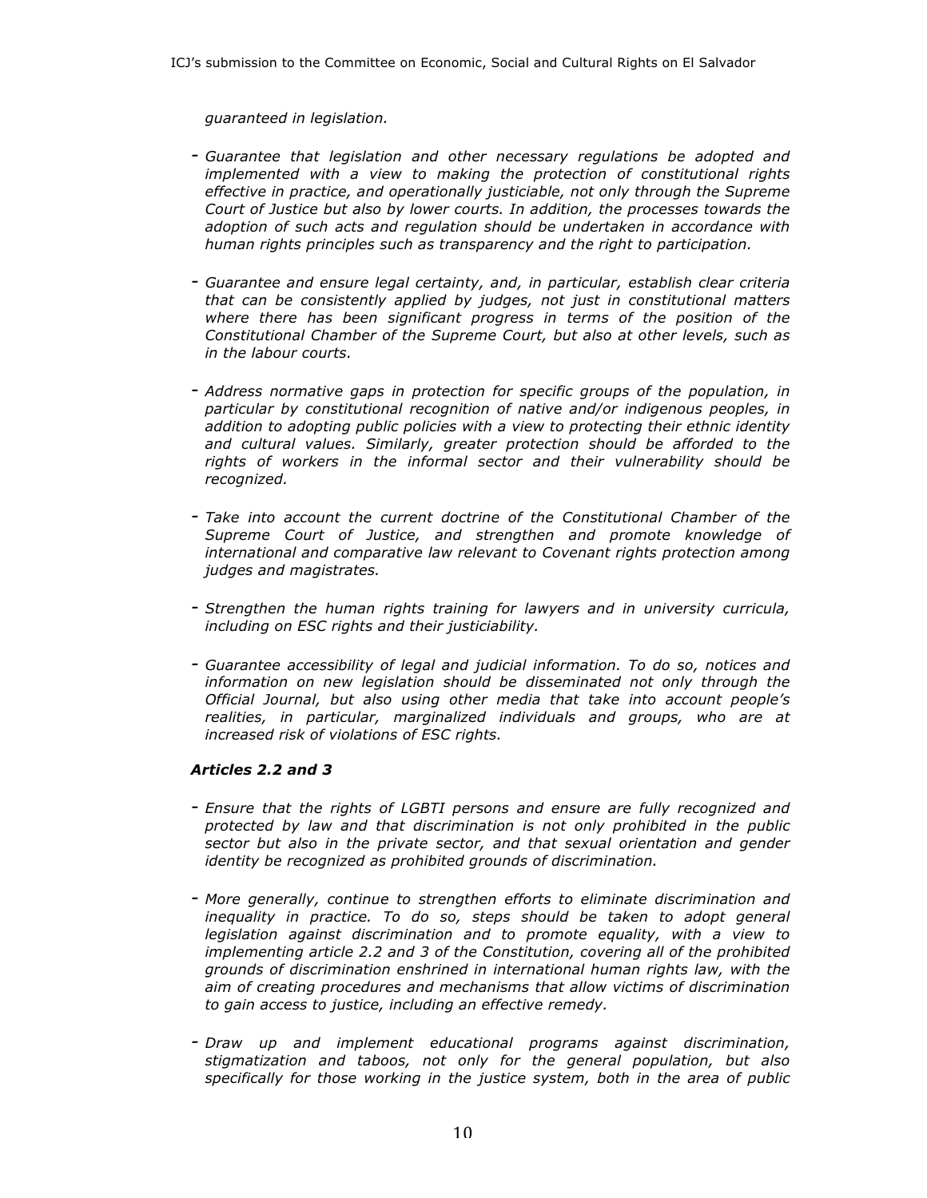*guaranteed in legislation.*

- *Guarantee that legislation and other necessary regulations be adopted and implemented with a view to making the protection of constitutional rights effective in practice, and operationally justiciable, not only through the Supreme Court of Justice but also by lower courts. In addition, the processes towards the adoption of such acts and regulation should be undertaken in accordance with human rights principles such as transparency and the right to participation.*

- *Guarantee and ensure legal certainty, and, in particular, establish clear criteria that can be consistently applied by judges, not just in constitutional matters where there has been significant progress in terms of the position of the Constitutional Chamber of the Supreme Court, but also at other levels, such as in the labour courts.*

- *Address normative gaps in protection for specific groups of the population, in particular by constitutional recognition of native and/or indigenous peoples, in addition to adopting public policies with a view to protecting their ethnic identity and cultural values. Similarly, greater protection should be afforded to the rights of workers in the informal sector and their vulnerability should be recognized.*

- *Take into account the current doctrine of the Constitutional Chamber of the Supreme Court of Justice, and strengthen and promote knowledge of international and comparative law relevant to Covenant rights protection among judges and magistrates.*

- *Strengthen the human rights training for lawyers and in university curricula, including on ESC rights and their justiciability.*

- *Guarantee accessibility of legal and judicial information. To do so, notices and information on new legislation should be disseminated not only through the Official Journal, but also using other media that take into account people's realities, in particular, marginalized individuals and groups, who are at increased risk of violations of ESC rights.*

***Articles 2.2 and 3***

- *Ensure that the rights of LGBTI persons and ensure are fully recognized and protected by law and that discrimination is not only prohibited in the public sector but also in the private sector, and that sexual orientation and gender identity be recognized as prohibited grounds of discrimination.*

- *More generally, continue to strengthen efforts to eliminate discrimination and inequality in practice. To do so, steps should be taken to adopt general legislation against discrimination and to promote equality, with a view to implementing article 2.2 and 3 of the Constitution, covering all of the prohibited grounds of discrimination enshrined in international human rights law, with the aim of creating procedures and mechanisms that allow victims of discrimination to gain access to justice, including an effective remedy.*

- *Draw up and implement educational programs against discrimination, stigmatization and taboos, not only for the general population, but also specifically for those working in the justice system, both in the area of public*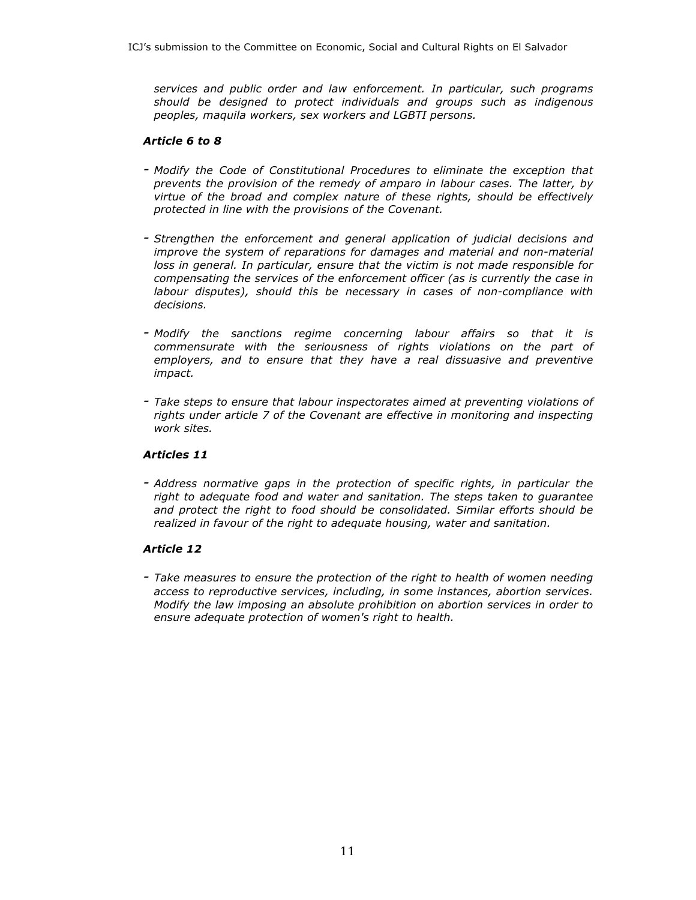*services and public order and law enforcement. In particular, such programs should be designed to protect individuals and groups such as indigenous peoples, maquila workers, sex workers and LGBTI persons.*

***Article 6 to 8***

- *Modify the Code of Constitutional Procedures to eliminate the exception that prevents the provision of the remedy of amparo in labour cases. The latter, by virtue of the broad and complex nature of these rights, should be effectively protected in line with the provisions of the Covenant.*

- *Strengthen the enforcement and general application of judicial decisions and improve the system of reparations for damages and material and non-material loss in general. In particular, ensure that the victim is not made responsible for compensating the services of the enforcement officer (as is currently the case in labour disputes), should this be necessary in cases of non-compliance with decisions.*

- *Modify the sanctions regime concerning labour affairs so that it is commensurate with the seriousness of rights violations on the part of employers, and to ensure that they have a real dissuasive and preventive impact.*

- *Take steps to ensure that labour inspectorates aimed at preventing violations of rights under article 7 of the Covenant are effective in monitoring and inspecting work sites.*

***Articles 11***

- *Address normative gaps in the protection of specific rights, in particular the right to adequate food and water and sanitation. The steps taken to guarantee and protect the right to food should be consolidated. Similar efforts should be realized in favour of the right to adequate housing, water and sanitation.*

***Article 12***

- *Take measures to ensure the protection of the right to health of women needing access to reproductive services, including, in some instances, abortion services. Modify the law imposing an absolute prohibition on abortion services in order to ensure adequate protection of women's right to health.*